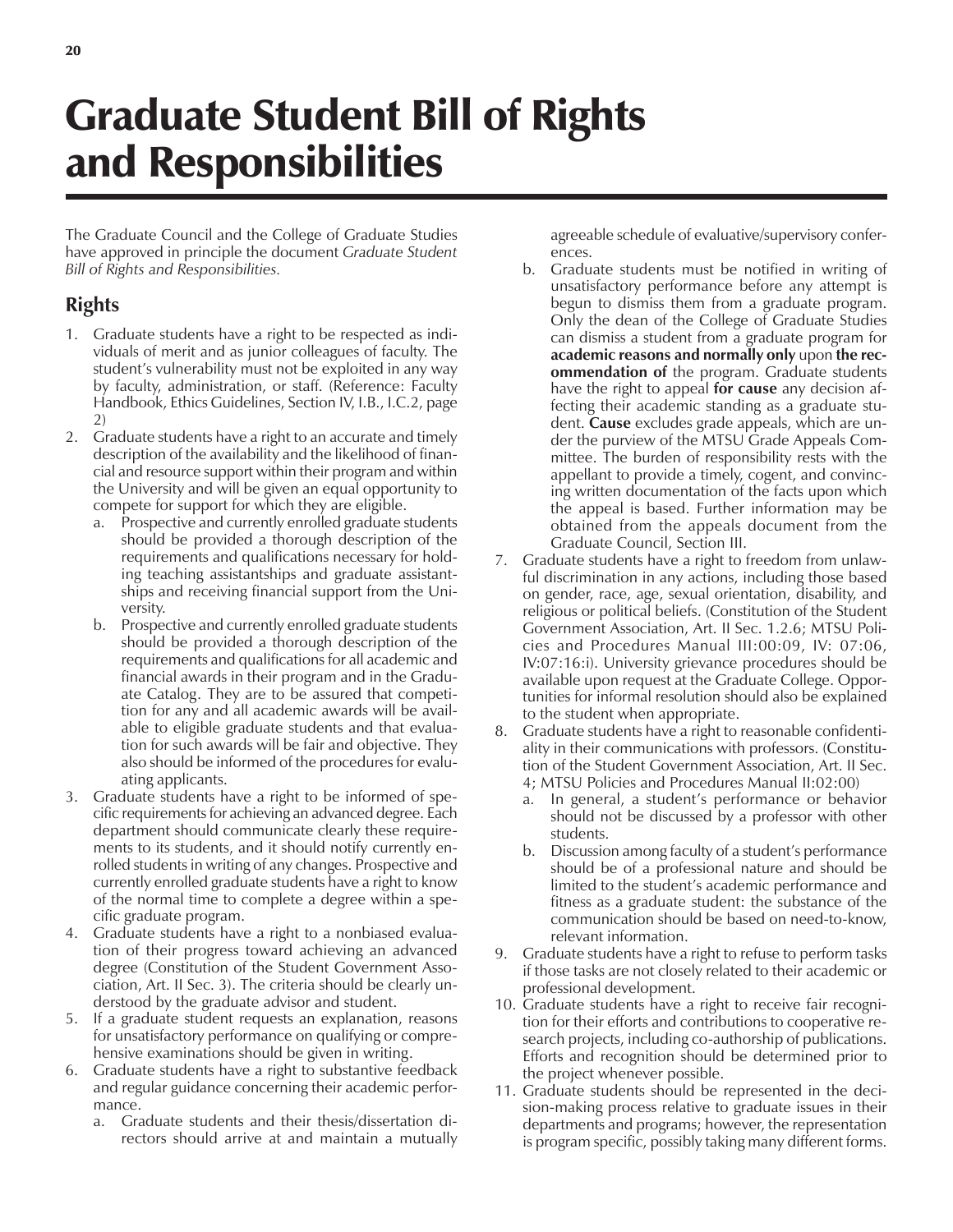# Graduate Student Bill of Rights and Responsibilities

The Graduate Council and the College of Graduate Studies have approved in principle the document *Graduate Student Bill of Rights and Responsibilities*.

## Rights

1. Graduate students have a right to be respected as individuals of merit and as junior colleagues of faculty. The student's vulnerability must not be exploited in any way by faculty, administration, or staff. (Reference: Faculty Handbook, Ethics Guidelines, Section IV, I.B., I.C.2, page 2)
2. Graduate students have a right to an accurate and timely description of the availability and the likelihood of financial and resource support within their program and within the University and will be given an equal opportunity to compete for support for which they are eligible.
   a. Prospective and currently enrolled graduate students should be provided a thorough description of the requirements and qualifications necessary for holding teaching assistantships and graduate assistantships and receiving financial support from the University.
   b. Prospective and currently enrolled graduate students should be provided a thorough description of the requirements and qualifications for all academic and financial awards in their program and in the Graduate Catalog. They are to be assured that competition for any and all academic awards will be available to eligible graduate students and that evaluation for such awards will be fair and objective. They also should be informed of the procedures for evaluating applicants.
3. Graduate students have a right to be informed of specific requirements for achieving an advanced degree. Each department should communicate clearly these requirements to its students, and it should notify currently enrolled students in writing of any changes. Prospective and currently enrolled graduate students have a right to know of the normal time to complete a degree within a specific graduate program.
4. Graduate students have a right to a nonbiased evaluation of their progress toward achieving an advanced degree (Constitution of the Student Government Association, Art. II Sec. 3). The criteria should be clearly understood by the graduate advisor and student.
5. If a graduate student requests an explanation, reasons for unsatisfactory performance on qualifying or comprehensive examinations should be given in writing.
6. Graduate students have a right to substantive feedback and regular guidance concerning their academic performance.
   a. Graduate students and their thesis/dissertation directors should arrive at and maintain a mutually agreeable schedule of evaluative/supervisory conferences.
   b. Graduate students must be notified in writing of unsatisfactory performance before any attempt is begun to dismiss them from a graduate program. Only the dean of the College of Graduate Studies can dismiss a student from a graduate program for **academic reasons and normally only** upon **the recommendation of** the program. Graduate students have the right to appeal **for cause** any decision affecting their academic standing as a graduate student. **Cause** excludes grade appeals, which are under the purview of the MTSU Grade Appeals Committee. The burden of responsibility rests with the appellant to provide a timely, cogent, and convincing written documentation of the facts upon which the appeal is based. Further information may be obtained from the appeals document from the Graduate Council, Section III.
7. Graduate students have a right to freedom from unlawful discrimination in any actions, including those based on gender, race, age, sexual orientation, disability, and religious or political beliefs. (Constitution of the Student Government Association, Art. II Sec. 1.2.6; MTSU Policies and Procedures Manual III:00:09, IV: 07:06, IV:07:16:i). University grievance procedures should be available upon request at the Graduate College. Opportunities for informal resolution should also be explained to the student when appropriate.
8. Graduate students have a right to reasonable confidentiality in their communications with professors. (Constitution of the Student Government Association, Art. II Sec. 4; MTSU Policies and Procedures Manual II:02:00)
   a. In general, a student's performance or behavior should not be discussed by a professor with other students.
   b. Discussion among faculty of a student's performance should be of a professional nature and should be limited to the student's academic performance and fitness as a graduate student: the substance of the communication should be based on need-to-know, relevant information.
9. Graduate students have a right to refuse to perform tasks if those tasks are not closely related to their academic or professional development.
10. Graduate students have a right to receive fair recognition for their efforts and contributions to cooperative research projects, including co-authorship of publications. Efforts and recognition should be determined prior to the project whenever possible.
11. Graduate students should be represented in the decision-making process relative to graduate issues in their departments and programs; however, the representation is program specific, possibly taking many different forms.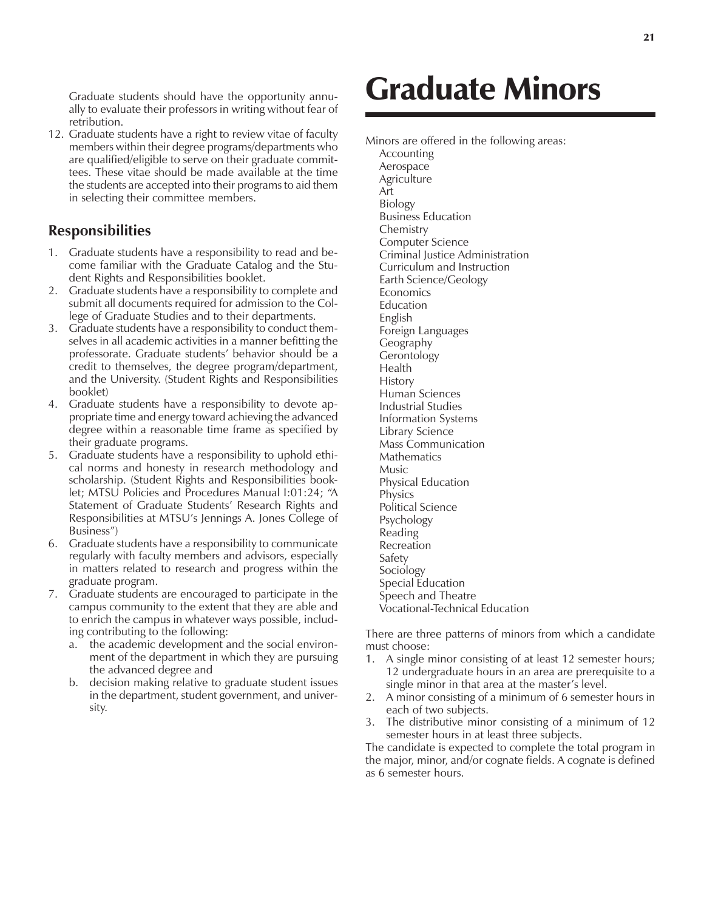Graduate students should have the opportunity annually to evaluate their professors in writing without fear of retribution.

12. Graduate students have a right to review vitae of faculty members within their degree programs/departments who are qualified/eligible to serve on their graduate committees. These vitae should be made available at the time the students are accepted into their programs to aid them in selecting their committee members.

## Responsibilities

1. Graduate students have a responsibility to read and become familiar with the Graduate Catalog and the Student Rights and Responsibilities booklet.
2. Graduate students have a responsibility to complete and submit all documents required for admission to the College of Graduate Studies and to their departments.
3. Graduate students have a responsibility to conduct themselves in all academic activities in a manner befitting the professorate. Graduate students' behavior should be a credit to themselves, the degree program/department, and the University. (Student Rights and Responsibilities booklet)
4. Graduate students have a responsibility to devote appropriate time and energy toward achieving the advanced degree within a reasonable time frame as specified by their graduate programs.
5. Graduate students have a responsibility to uphold ethical norms and honesty in research methodology and scholarship. (Student Rights and Responsibilities booklet; MTSU Policies and Procedures Manual I:01:24; "A Statement of Graduate Students' Research Rights and Responsibilities at MTSU's Jennings A. Jones College of Business")
6. Graduate students have a responsibility to communicate regularly with faculty members and advisors, especially in matters related to research and progress within the graduate program.
7. Graduate students are encouraged to participate in the campus community to the extent that they are able and to enrich the campus in whatever ways possible, including contributing to the following:
   a. the academic development and the social environment of the department in which they are pursuing the advanced degree and
   b. decision making relative to graduate student issues in the department, student government, and university.

# Graduate Minors

Minors are offered in the following areas:

- Accounting
- Aerospace
- Agriculture
- Art
- Biology
- Business Education
- Chemistry
- Computer Science
- Criminal Justice Administration
- Curriculum and Instruction
- Earth Science/Geology
- Economics
- Education
- English
- Foreign Languages
- Geography
- Gerontology
- Health
- History
- Human Sciences
- Industrial Studies
- Information Systems
- Library Science
- Mass Communication
- Mathematics
- Music
- Physical Education
- Physics
- Political Science
- Psychology
- Reading
- Recreation
- Safety
- Sociology
- Special Education
- Speech and Theatre
- Vocational-Technical Education

There are three patterns of minors from which a candidate must choose:

1. A single minor consisting of at least 12 semester hours; 12 undergraduate hours in an area are prerequisite to a single minor in that area at the master's level.
2. A minor consisting of a minimum of 6 semester hours in each of two subjects.
3. The distributive minor consisting of a minimum of 12 semester hours in at least three subjects.

The candidate is expected to complete the total program in the major, minor, and/or cognate fields. A cognate is defined as 6 semester hours.